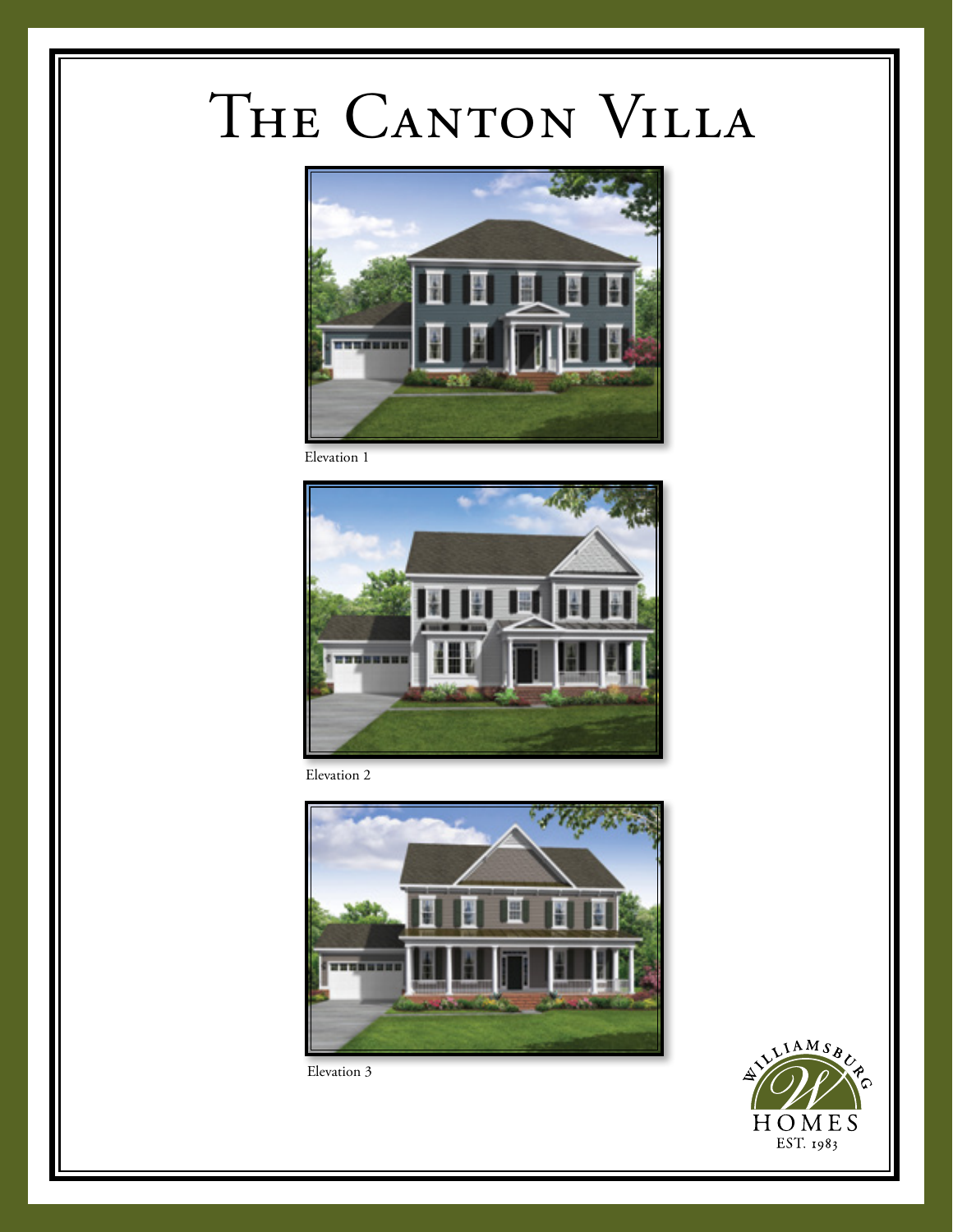# The Canton Villa

Elevation 1

Elevation 2

Elevation 3

WILLIAMSBURG HOMES EST. 1983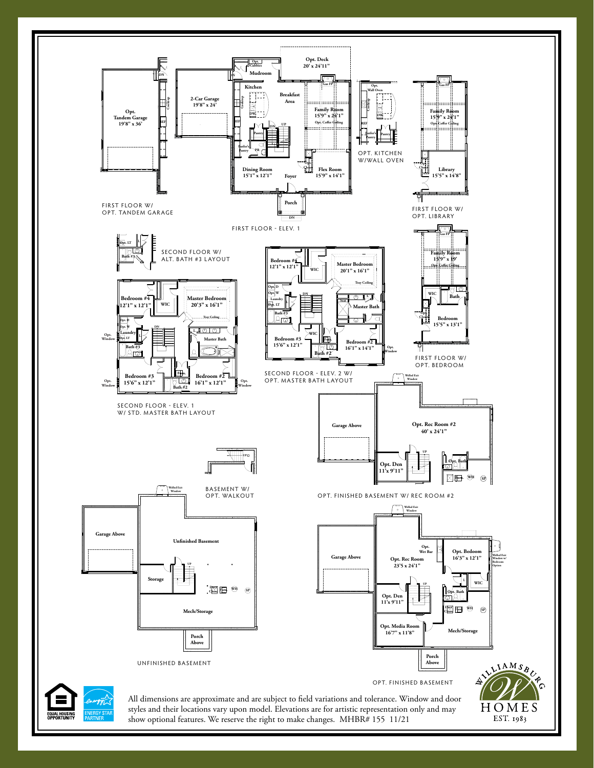## FIRST FLOOR W/ OPT. TANDEM GARAGE

Opt. Tandem Garage
19'8" x 36'

DN

Cooktop

REF

## FIRST FLOOR - ELEV. 1

2-Car Garage
19'8" x 24'

Opt. Cubbies

Mudroom

DN

Kitchen

Cooktop

DW

REF

Breakfast Area

Opt. Deck
20' x 24'11"

Gas FP

Family Room
15'9" x 24'1"

Opt. Coffer Ceiling

Pantry

Butler's Pantry

PR

DN

UP

Opt. Closet

Dining Room
15'1" x 12'1"

Foyer

Flex Room
15'9" x 14'1"

Porch

DN

## OPT. KITCHEN W/WALL OVEN

Opt. Wall Oven

Cooktop

DW

REF

Butler's Pantry

Pantry

## FIRST FLOOR W/ OPT. LIBRARY

Gas FP

Family Room
15'9" x 24'1"

Opt. Coffer Ceiling

Closet

Library
15'5" x 14'8"

## FIRST FLOOR W/ OPT. BEDROOM

Gas FP

Family Room
15'9" x 19'

Opt. Coffer Ceiling

WIC

Bath

Closet

Bedroom
15'5" x 13'1"

## SECOND FLOOR W/ ALT. BATH #3 LAYOUT

Opt. LT

Bath #3

## SECOND FLOOR - ELEV. 1 W/ STD. MASTER BATH LAYOUT

Bedroom #4
12'1" x 12'1"

WIC

Master Bedroom
20'3" x 16'1"

Tray Ceiling

Opt. D

Opt. W

Laundry

Opt. LT

Opt. Window

DN

L

Master Bath

Bath #3

Bedroom #3
15'6" x 12'1"

Opt. Window

Linen

Bath #2

Bedroom #2
16'1" x 12'1"

Opt. Window

## SECOND FLOOR - ELEV. 2 W/ OPT. MASTER BATH LAYOUT

Bedroom #4
12'1" x 12'1"

WIC

Master Bedroom
20'1" x 16'1"

Tray Ceiling

Opt. D

Opt. W

Laundry

Opt. LT

DN

Seat

L

Master Bath

Bath #3

WIC

Bedroom #3
15'6" x 12'1"

Linen

Bedroom #2
16'1" x 14'1"

Opt. Window

Bath #2

## BASEMENT W/ OPT. WALKOUT

UP

Welled Exit Window

## UNFINISHED BASEMENT

Garage Above

Unfinished Basement

UP

Storage

Linen Closet

Furn.

WH

SP

Mech/Storage

Porch Above

## OPT. FINISHED BASEMENT W/ REC ROOM #2

Welled Exit Window

Garage Above

Opt. Rec Room #2
40' x 24'1"

UP

Opt. Den
11'x 9'11"

Opt. Bath

Furn.

WH

SP

## OPT. FINISHED BASEMENT

Welled Exit Window

Garage Above

Opt. Wet Bar

Opt. Rec Room
23'5 x 24'1"

Opt. Bedoom
16'3" x 12'1"

Welled Exit Window w/ Bedroom Option

L

WIC

UP

Opt. Den
11'x 9'11"

Opt. Bath

Linen Closet

Furn.

WH

SP

Opt. Media Room
16'7" x 11'8"

Mech/Storage

Porch Above

EQUAL HOUSING OPPORTUNITY

ENERGY STAR PARTNER

All dimensions are approximate and are subject to field variations and tolerance. Window and door styles and their locations vary upon model. Elevations are for artistic representation only and may show optional features. We reserve the right to make changes. MHBR# 155 11/21

WILLIAMSBURG HOMES
EST. 1983